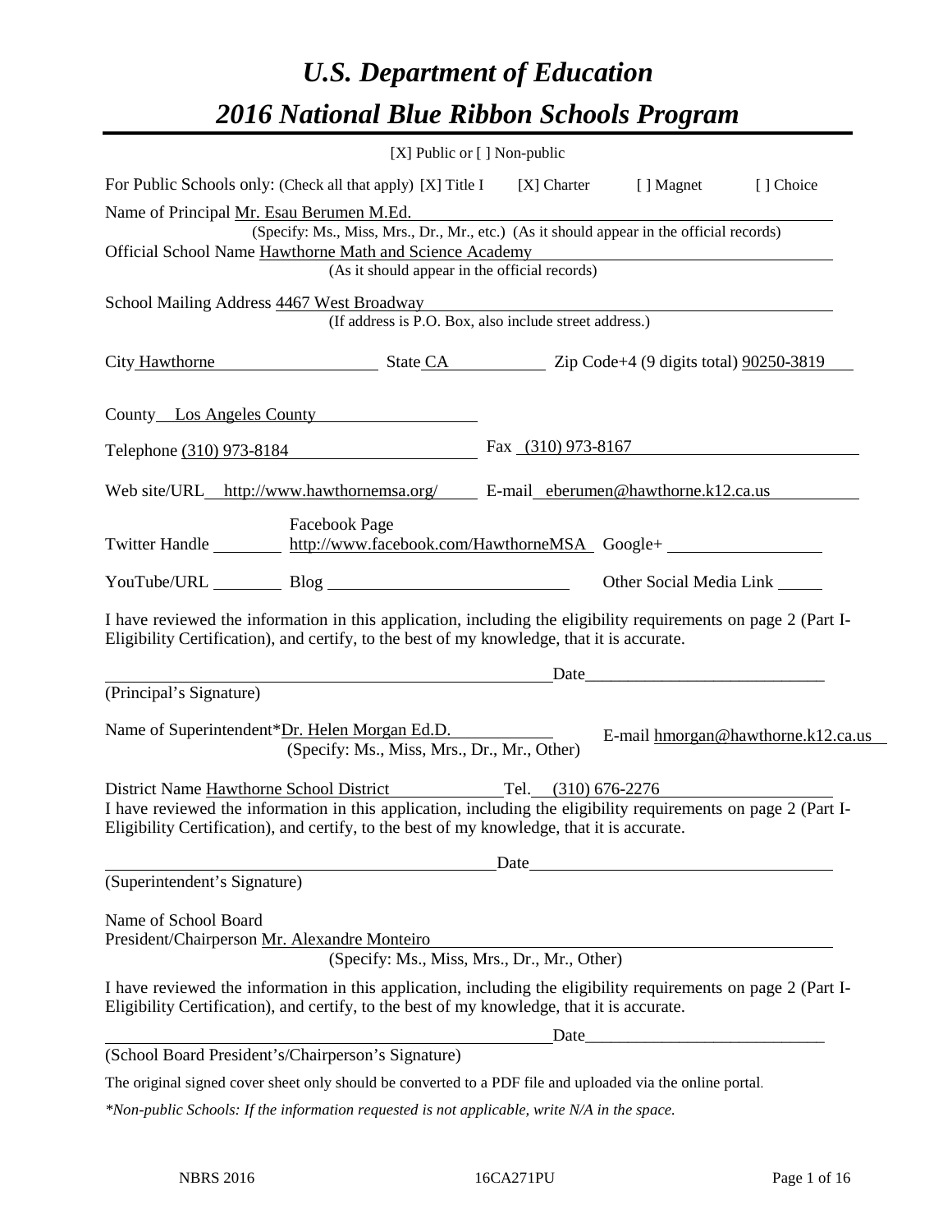# *U.S. Department of Education*

# *2016 National Blue Ribbon Schools Program*

[X] Public or [ ] Non-public

For Public Schools only: (Check all that apply) [X] Title I [X] Charter [ ] Magnet [ ] Choice

Name of Principal Mr. Esau Berumen M.Ed.
(Specify: Ms., Miss, Mrs., Dr., Mr., etc.) (As it should appear in the official records)

Official School Name Hawthorne Math and Science Academy
(As it should appear in the official records)

School Mailing Address 4467 West Broadway
(If address is P.O. Box, also include street address.)

City Hawthorne State CA Zip Code+4 (9 digits total) 90250-3819

County Los Angeles County

Telephone (310) 973-8184 Fax (310) 973-8167

Web site/URL http://www.hawthornemsa.org/ E-mail eberumen@hawthorne.k12.ca.us

Twitter Handle ________ Facebook Page http://www.facebook.com/HawthorneMSA Google+ ________

YouTube/URL ________ Blog ________ Other Social Media Link ________

I have reviewed the information in this application, including the eligibility requirements on page 2 (Part I-Eligibility Certification), and certify, to the best of my knowledge, that it is accurate.

________________________________ Date________________________
(Principal's Signature)

Name of Superintendent*Dr. Helen Morgan Ed.D. E-mail hmorgan@hawthorne.k12.ca.us
(Specify: Ms., Miss, Mrs., Dr., Mr., Other)

District Name Hawthorne School District Tel. (310) 676-2276

I have reviewed the information in this application, including the eligibility requirements on page 2 (Part I-Eligibility Certification), and certify, to the best of my knowledge, that it is accurate.

________________________________ Date________________________
(Superintendent's Signature)

Name of School Board
President/Chairperson Mr. Alexandre Monteiro
(Specify: Ms., Miss, Mrs., Dr., Mr., Other)

I have reviewed the information in this application, including the eligibility requirements on page 2 (Part I-Eligibility Certification), and certify, to the best of my knowledge, that it is accurate.

________________________________ Date________________________
(School Board President's/Chairperson's Signature)

The original signed cover sheet only should be converted to a PDF file and uploaded via the online portal.

*\*Non-public Schools: If the information requested is not applicable, write N/A in the space.*

NBRS 2016 16CA271PU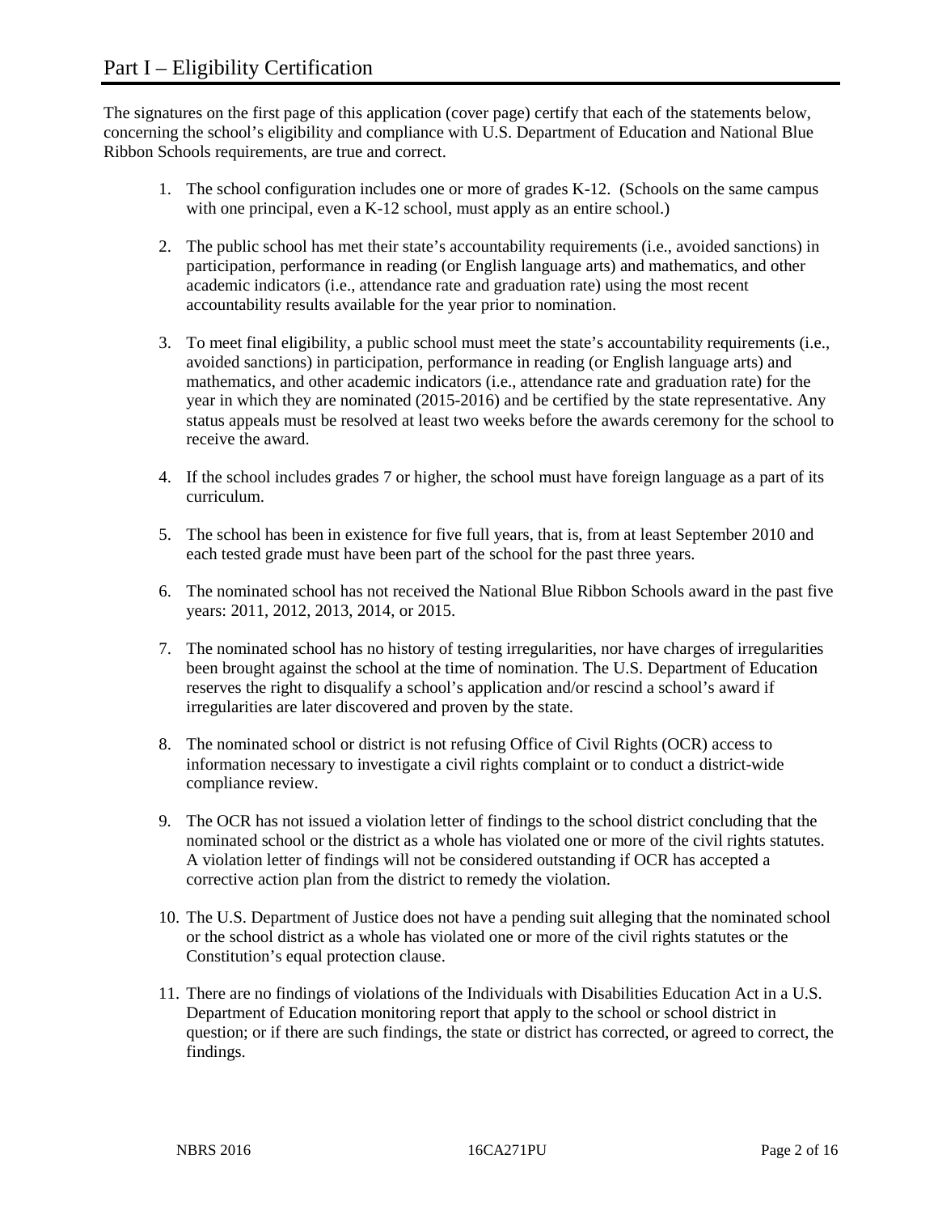# Part I – Eligibility Certification

The signatures on the first page of this application (cover page) certify that each of the statements below, concerning the school's eligibility and compliance with U.S. Department of Education and National Blue Ribbon Schools requirements, are true and correct.

1. The school configuration includes one or more of grades K-12. (Schools on the same campus with one principal, even a K-12 school, must apply as an entire school.)

2. The public school has met their state's accountability requirements (i.e., avoided sanctions) in participation, performance in reading (or English language arts) and mathematics, and other academic indicators (i.e., attendance rate and graduation rate) using the most recent accountability results available for the year prior to nomination.

3. To meet final eligibility, a public school must meet the state's accountability requirements (i.e., avoided sanctions) in participation, performance in reading (or English language arts) and mathematics, and other academic indicators (i.e., attendance rate and graduation rate) for the year in which they are nominated (2015-2016) and be certified by the state representative. Any status appeals must be resolved at least two weeks before the awards ceremony for the school to receive the award.

4. If the school includes grades 7 or higher, the school must have foreign language as a part of its curriculum.

5. The school has been in existence for five full years, that is, from at least September 2010 and each tested grade must have been part of the school for the past three years.

6. The nominated school has not received the National Blue Ribbon Schools award in the past five years: 2011, 2012, 2013, 2014, or 2015.

7. The nominated school has no history of testing irregularities, nor have charges of irregularities been brought against the school at the time of nomination. The U.S. Department of Education reserves the right to disqualify a school's application and/or rescind a school's award if irregularities are later discovered and proven by the state.

8. The nominated school or district is not refusing Office of Civil Rights (OCR) access to information necessary to investigate a civil rights complaint or to conduct a district-wide compliance review.

9. The OCR has not issued a violation letter of findings to the school district concluding that the nominated school or the district as a whole has violated one or more of the civil rights statutes. A violation letter of findings will not be considered outstanding if OCR has accepted a corrective action plan from the district to remedy the violation.

10. The U.S. Department of Justice does not have a pending suit alleging that the nominated school or the school district as a whole has violated one or more of the civil rights statutes or the Constitution's equal protection clause.

11. There are no findings of violations of the Individuals with Disabilities Education Act in a U.S. Department of Education monitoring report that apply to the school or school district in question; or if there are such findings, the state or district has corrected, or agreed to correct, the findings.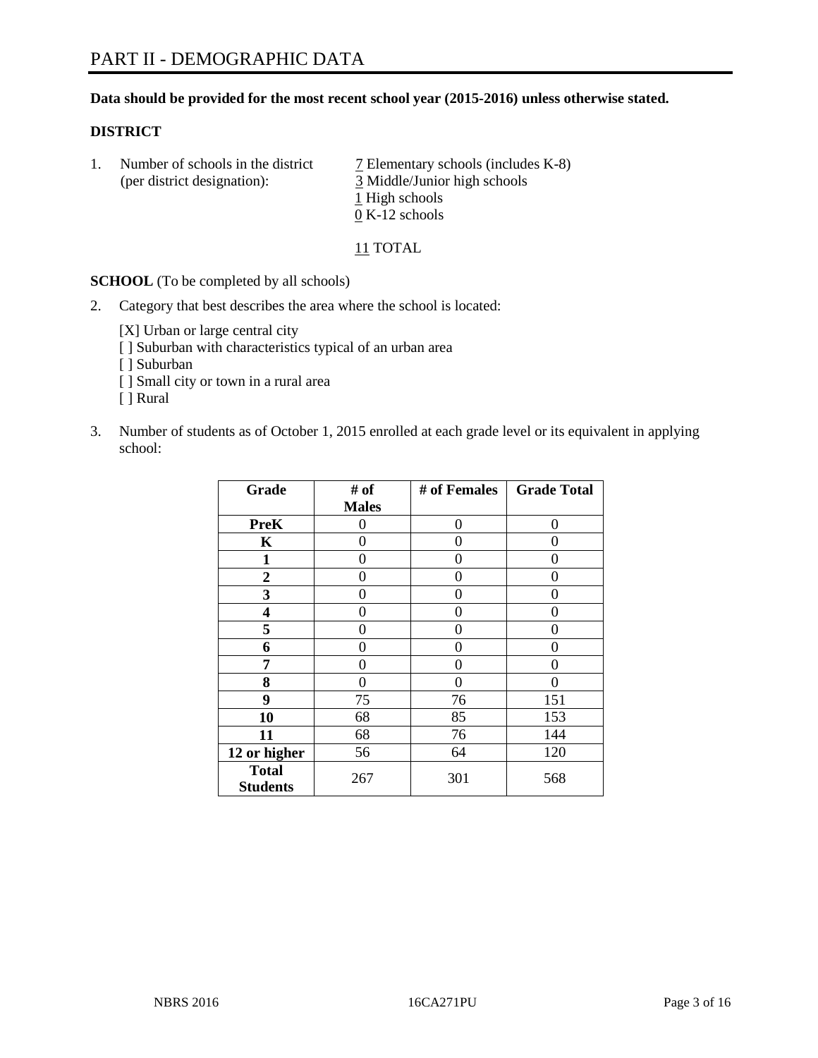# PART II - DEMOGRAPHIC DATA

**Data should be provided for the most recent school year (2015-2016) unless otherwise stated.**

**DISTRICT**

1. Number of schools in the district (per district designation):
   7 Elementary schools (includes K-8)
   3 Middle/Junior high schools
   1 High schools
   0 K-12 schools

   11 TOTAL

**SCHOOL** (To be completed by all schools)

2. Category that best describes the area where the school is located:

   [X] Urban or large central city
   [ ] Suburban with characteristics typical of an urban area
   [ ] Suburban
   [ ] Small city or town in a rural area
   [ ] Rural

3. Number of students as of October 1, 2015 enrolled at each grade level or its equivalent in applying school:

| Grade | # of Males | # of Females | Grade Total |
|---|---|---|---|
| **PreK** | 0 | 0 | 0 |
| **K** | 0 | 0 | 0 |
| **1** | 0 | 0 | 0 |
| **2** | 0 | 0 | 0 |
| **3** | 0 | 0 | 0 |
| **4** | 0 | 0 | 0 |
| **5** | 0 | 0 | 0 |
| **6** | 0 | 0 | 0 |
| **7** | 0 | 0 | 0 |
| **8** | 0 | 0 | 0 |
| **9** | 75 | 76 | 151 |
| **10** | 68 | 85 | 153 |
| **11** | 68 | 76 | 144 |
| **12 or higher** | 56 | 64 | 120 |
| **Total Students** | 267 | 301 | 568 |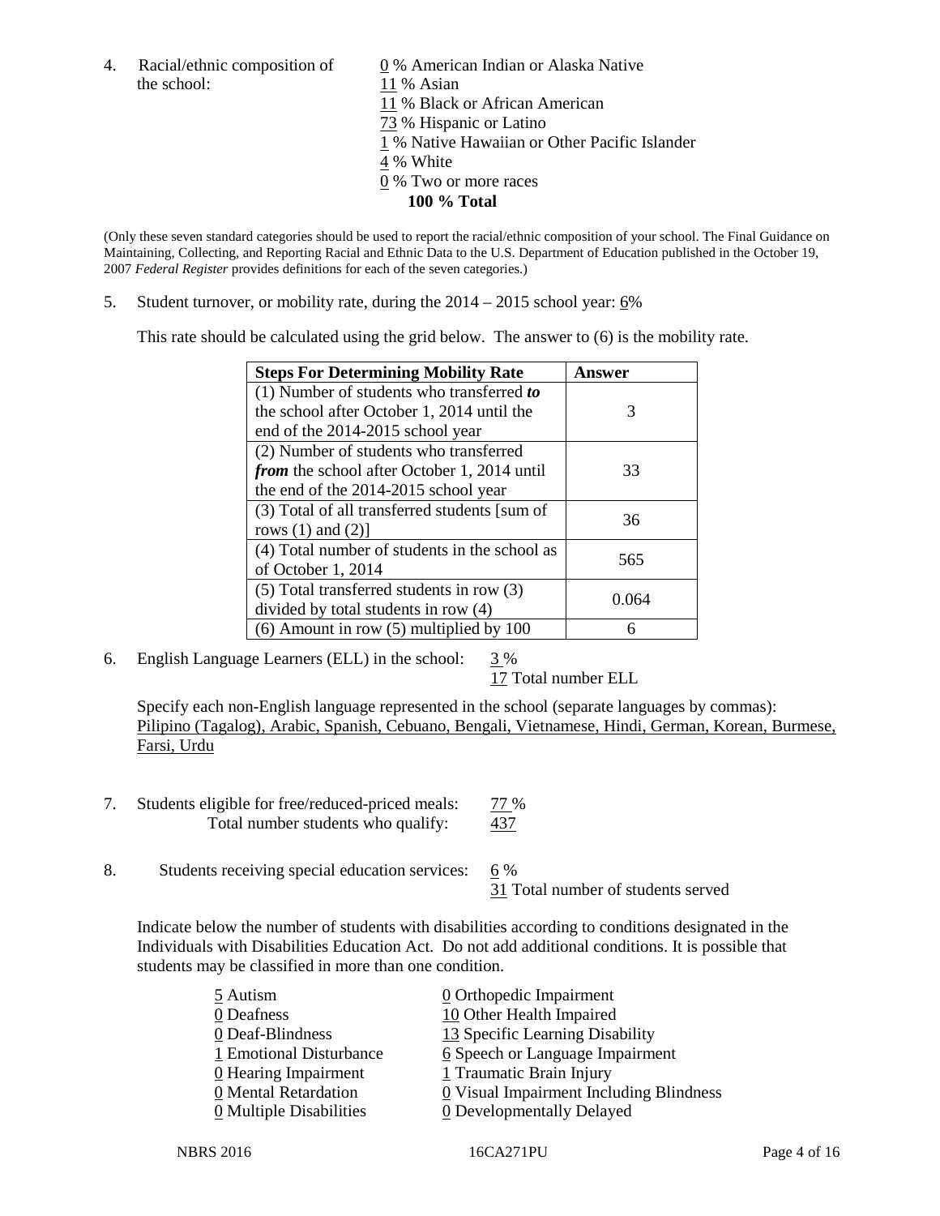4. Racial/ethnic composition of the school:

0 % American Indian or Alaska Native
11 % Asian
11 % Black or African American
73 % Hispanic or Latino
1 % Native Hawaiian or Other Pacific Islander
4 % White
0 % Two or more races
**100 % Total**

(Only these seven standard categories should be used to report the racial/ethnic composition of your school. The Final Guidance on Maintaining, Collecting, and Reporting Racial and Ethnic Data to the U.S. Department of Education published in the October 19, 2007 *Federal Register* provides definitions for each of the seven categories.)

5. Student turnover, or mobility rate, during the 2014 – 2015 school year: 6%

This rate should be calculated using the grid below. The answer to (6) is the mobility rate.

| **Steps For Determining Mobility Rate** | **Answer** |
|---|---|
| (1) Number of students who transferred ***to*** the school after October 1, 2014 until the end of the 2014-2015 school year | 3 |
| (2) Number of students who transferred ***from*** the school after October 1, 2014 until the end of the 2014-2015 school year | 33 |
| (3) Total of all transferred students [sum of rows (1) and (2)] | 36 |
| (4) Total number of students in the school as of October 1, 2014 | 565 |
| (5) Total transferred students in row (3) divided by total students in row (4) | 0.064 |
| (6) Amount in row (5) multiplied by 100 | 6 |

6. English Language Learners (ELL) in the school: 3 %
17 Total number ELL

Specify each non-English language represented in the school (separate languages by commas): Pilipino (Tagalog), Arabic, Spanish, Cebuano, Bengali, Vietnamese, Hindi, German, Korean, Burmese, Farsi, Urdu

7. Students eligible for free/reduced-priced meals: 77 %
Total number students who qualify: 437

8. Students receiving special education services: 6 %
31 Total number of students served

Indicate below the number of students with disabilities according to conditions designated in the Individuals with Disabilities Education Act. Do not add additional conditions. It is possible that students may be classified in more than one condition.

5 Autism
0 Deafness
0 Deaf-Blindness
1 Emotional Disturbance
0 Hearing Impairment
0 Mental Retardation
0 Multiple Disabilities
0 Orthopedic Impairment
10 Other Health Impaired
13 Specific Learning Disability
6 Speech or Language Impairment
1 Traumatic Brain Injury
0 Visual Impairment Including Blindness
0 Developmentally Delayed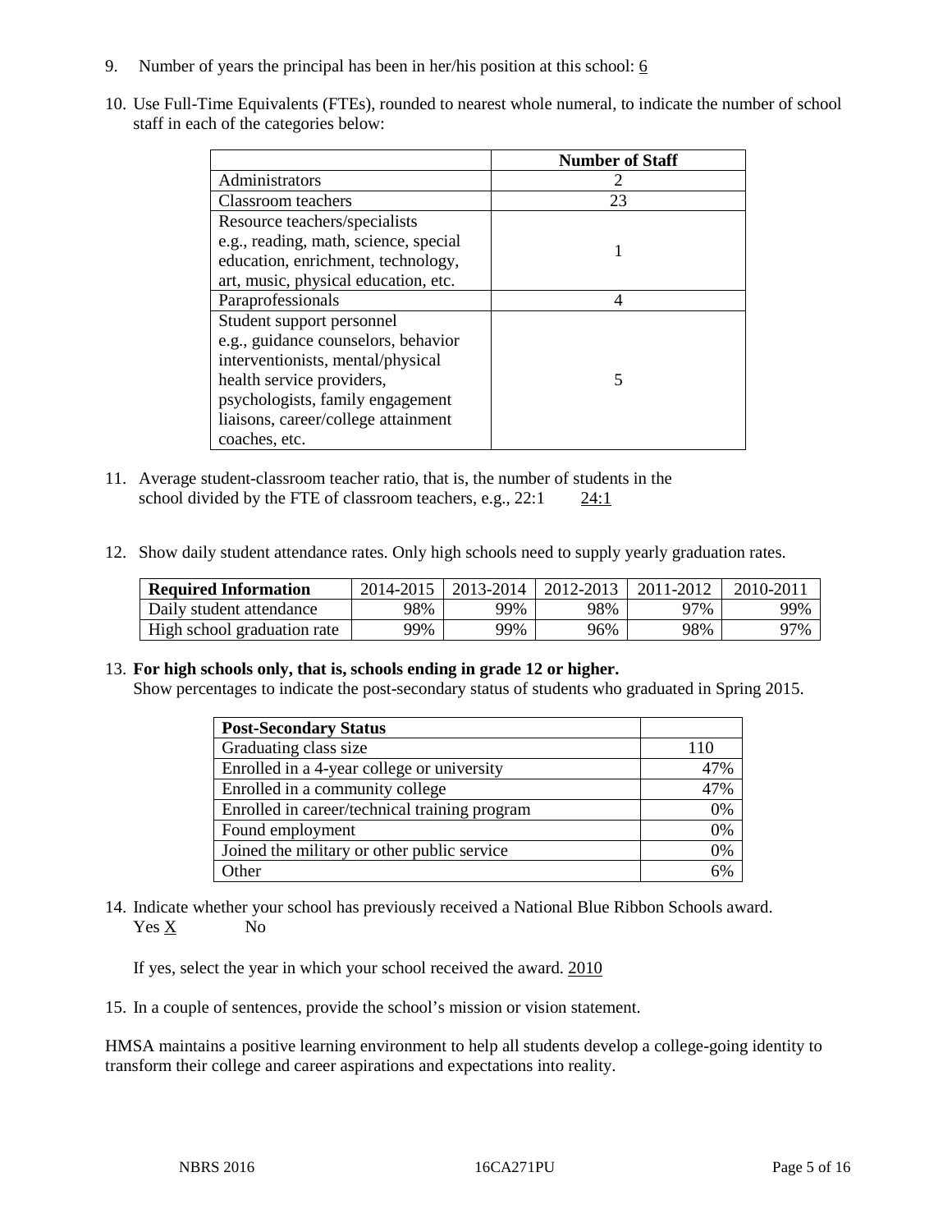9. Number of years the principal has been in her/his position at this school: 6

10. Use Full-Time Equivalents (FTEs), rounded to nearest whole numeral, to indicate the number of school staff in each of the categories below:

| | Number of Staff |
|---|---|
| Administrators | 2 |
| Classroom teachers | 23 |
| Resource teachers/specialists e.g., reading, math, science, special education, enrichment, technology, art, music, physical education, etc. | 1 |
| Paraprofessionals | 4 |
| Student support personnel e.g., guidance counselors, behavior interventionists, mental/physical health service providers, psychologists, family engagement liaisons, career/college attainment coaches, etc. | 5 |

11. Average student-classroom teacher ratio, that is, the number of students in the school divided by the FTE of classroom teachers, e.g., 22:1 24:1

12. Show daily student attendance rates. Only high schools need to supply yearly graduation rates.

| Required Information | 2014-2015 | 2013-2014 | 2012-2013 | 2011-2012 | 2010-2011 |
|---|---|---|---|---|---|
| Daily student attendance | 98% | 99% | 98% | 97% | 99% |
| High school graduation rate | 99% | 99% | 96% | 98% | 97% |

13. **For high schools only, that is, schools ending in grade 12 or higher.**
Show percentages to indicate the post-secondary status of students who graduated in Spring 2015.

| Post-Secondary Status | |
|---|---|
| Graduating class size | 110 |
| Enrolled in a 4-year college or university | 47% |
| Enrolled in a community college | 47% |
| Enrolled in career/technical training program | 0% |
| Found employment | 0% |
| Joined the military or other public service | 0% |
| Other | 6% |

14. Indicate whether your school has previously received a National Blue Ribbon Schools award.
Yes X No

If yes, select the year in which your school received the award. 2010

15. In a couple of sentences, provide the school's mission or vision statement.

HMSA maintains a positive learning environment to help all students develop a college-going identity to transform their college and career aspirations and expectations into reality.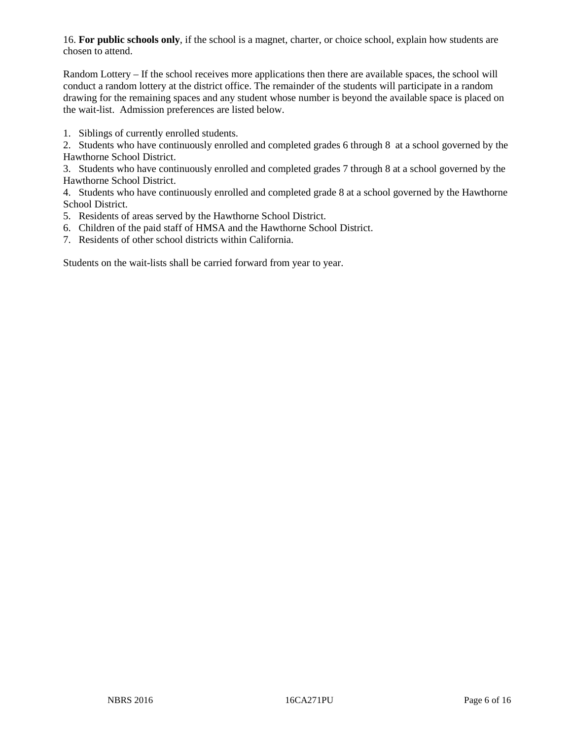16. **For public schools only**, if the school is a magnet, charter, or choice school, explain how students are chosen to attend.

Random Lottery – If the school receives more applications then there are available spaces, the school will conduct a random lottery at the district office. The remainder of the students will participate in a random drawing for the remaining spaces and any student whose number is beyond the available space is placed on the wait-list.  Admission preferences are listed below.

1. Siblings of currently enrolled students.
2. Students who have continuously enrolled and completed grades 6 through 8  at a school governed by the Hawthorne School District.
3. Students who have continuously enrolled and completed grades 7 through 8 at a school governed by the Hawthorne School District.
4. Students who have continuously enrolled and completed grade 8 at a school governed by the Hawthorne School District.
5. Residents of areas served by the Hawthorne School District.
6. Children of the paid staff of HMSA and the Hawthorne School District.
7. Residents of other school districts within California.

Students on the wait-lists shall be carried forward from year to year.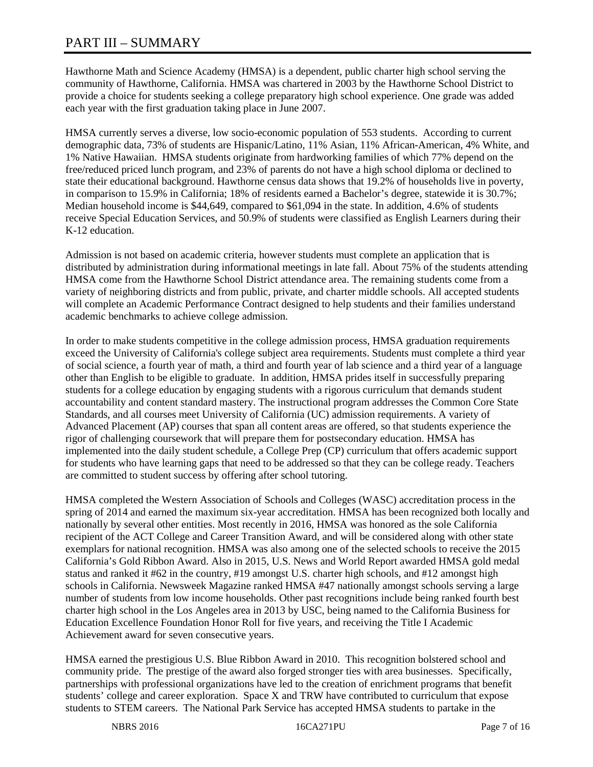# PART III – SUMMARY

Hawthorne Math and Science Academy (HMSA) is a dependent, public charter high school serving the community of Hawthorne, California. HMSA was chartered in 2003 by the Hawthorne School District to provide a choice for students seeking a college preparatory high school experience. One grade was added each year with the first graduation taking place in June 2007.

HMSA currently serves a diverse, low socio-economic population of 553 students. According to current demographic data, 73% of students are Hispanic/Latino, 11% Asian, 11% African-American, 4% White, and 1% Native Hawaiian. HMSA students originate from hardworking families of which 77% depend on the free/reduced priced lunch program, and 23% of parents do not have a high school diploma or declined to state their educational background. Hawthorne census data shows that 19.2% of households live in poverty, in comparison to 15.9% in California; 18% of residents earned a Bachelor's degree, statewide it is 30.7%; Median household income is $44,649, compared to $61,094 in the state. In addition, 4.6% of students receive Special Education Services, and 50.9% of students were classified as English Learners during their K-12 education.

Admission is not based on academic criteria, however students must complete an application that is distributed by administration during informational meetings in late fall. About 75% of the students attending HMSA come from the Hawthorne School District attendance area. The remaining students come from a variety of neighboring districts and from public, private, and charter middle schools. All accepted students will complete an Academic Performance Contract designed to help students and their families understand academic benchmarks to achieve college admission.

In order to make students competitive in the college admission process, HMSA graduation requirements exceed the University of California's college subject area requirements. Students must complete a third year of social science, a fourth year of math, a third and fourth year of lab science and a third year of a language other than English to be eligible to graduate. In addition, HMSA prides itself in successfully preparing students for a college education by engaging students with a rigorous curriculum that demands student accountability and content standard mastery. The instructional program addresses the Common Core State Standards, and all courses meet University of California (UC) admission requirements. A variety of Advanced Placement (AP) courses that span all content areas are offered, so that students experience the rigor of challenging coursework that will prepare them for postsecondary education. HMSA has implemented into the daily student schedule, a College Prep (CP) curriculum that offers academic support for students who have learning gaps that need to be addressed so that they can be college ready. Teachers are committed to student success by offering after school tutoring.

HMSA completed the Western Association of Schools and Colleges (WASC) accreditation process in the spring of 2014 and earned the maximum six-year accreditation. HMSA has been recognized both locally and nationally by several other entities. Most recently in 2016, HMSA was honored as the sole California recipient of the ACT College and Career Transition Award, and will be considered along with other state exemplars for national recognition. HMSA was also among one of the selected schools to receive the 2015 California's Gold Ribbon Award. Also in 2015, U.S. News and World Report awarded HMSA gold medal status and ranked it #62 in the country, #19 amongst U.S. charter high schools, and #12 amongst high schools in California. Newsweek Magazine ranked HMSA #47 nationally amongst schools serving a large number of students from low income households. Other past recognitions include being ranked fourth best charter high school in the Los Angeles area in 2013 by USC, being named to the California Business for Education Excellence Foundation Honor Roll for five years, and receiving the Title I Academic Achievement award for seven consecutive years.

HMSA earned the prestigious U.S. Blue Ribbon Award in 2010. This recognition bolstered school and community pride. The prestige of the award also forged stronger ties with area businesses. Specifically, partnerships with professional organizations have led to the creation of enrichment programs that benefit students' college and career exploration. Space X and TRW have contributed to curriculum that expose students to STEM careers. The National Park Service has accepted HMSA students to partake in the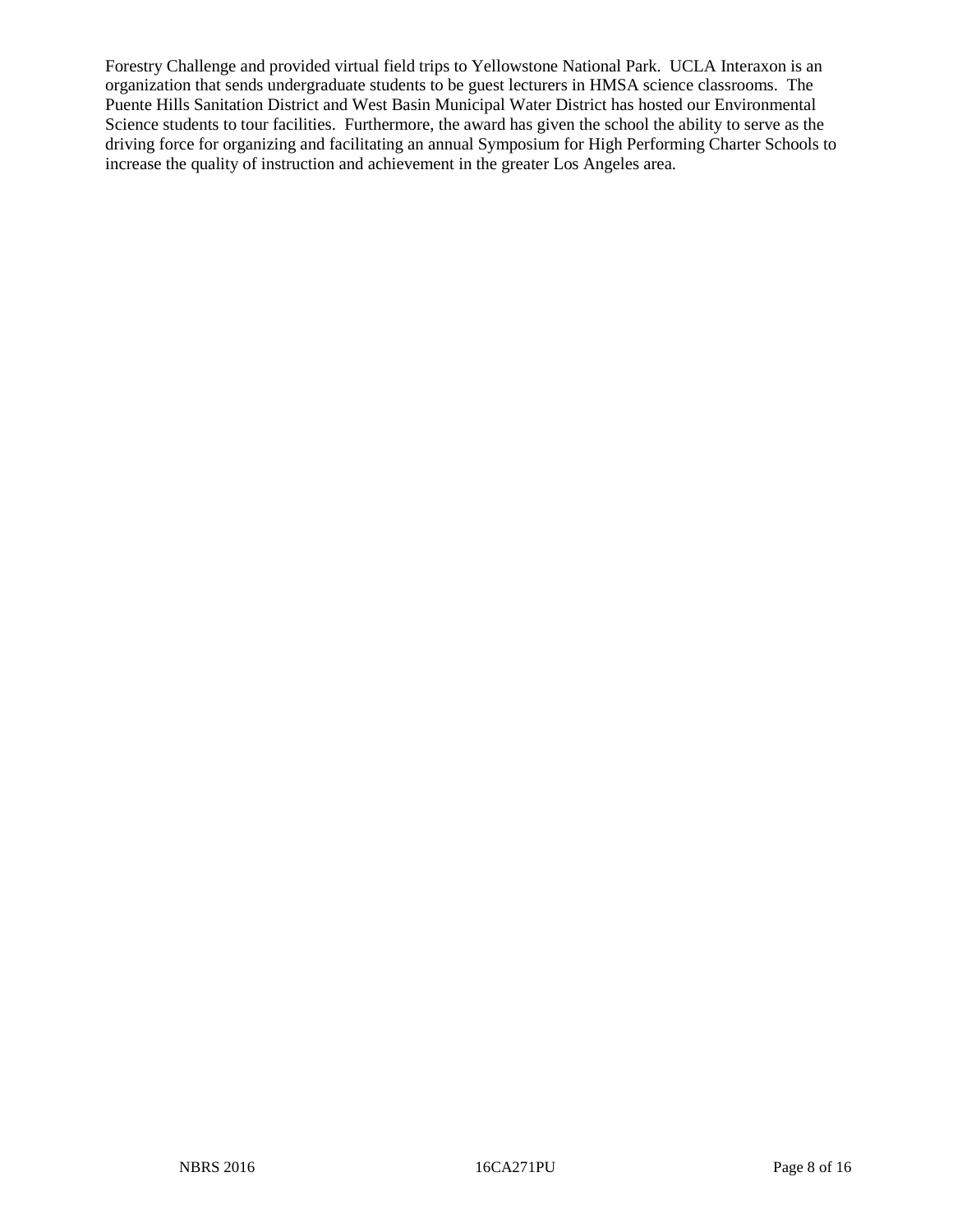Forestry Challenge and provided virtual field trips to Yellowstone National Park. UCLA Interaxon is an organization that sends undergraduate students to be guest lecturers in HMSA science classrooms. The Puente Hills Sanitation District and West Basin Municipal Water District has hosted our Environmental Science students to tour facilities. Furthermore, the award has given the school the ability to serve as the driving force for organizing and facilitating an annual Symposium for High Performing Charter Schools to increase the quality of instruction and achievement in the greater Los Angeles area.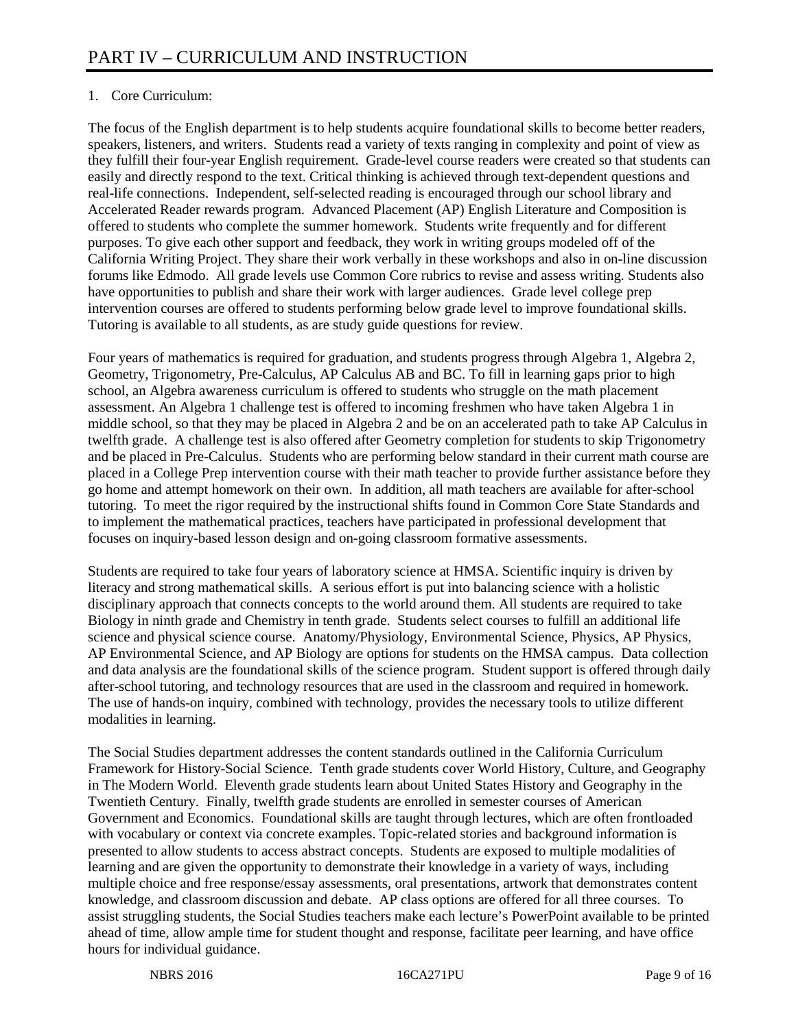# PART IV – CURRICULUM AND INSTRUCTION

1. Core Curriculum:

The focus of the English department is to help students acquire foundational skills to become better readers, speakers, listeners, and writers. Students read a variety of texts ranging in complexity and point of view as they fulfill their four-year English requirement. Grade-level course readers were created so that students can easily and directly respond to the text. Critical thinking is achieved through text-dependent questions and real-life connections. Independent, self-selected reading is encouraged through our school library and Accelerated Reader rewards program. Advanced Placement (AP) English Literature and Composition is offered to students who complete the summer homework. Students write frequently and for different purposes. To give each other support and feedback, they work in writing groups modeled off of the California Writing Project. They share their work verbally in these workshops and also in on-line discussion forums like Edmodo. All grade levels use Common Core rubrics to revise and assess writing. Students also have opportunities to publish and share their work with larger audiences. Grade level college prep intervention courses are offered to students performing below grade level to improve foundational skills. Tutoring is available to all students, as are study guide questions for review.

Four years of mathematics is required for graduation, and students progress through Algebra 1, Algebra 2, Geometry, Trigonometry, Pre-Calculus, AP Calculus AB and BC. To fill in learning gaps prior to high school, an Algebra awareness curriculum is offered to students who struggle on the math placement assessment. An Algebra 1 challenge test is offered to incoming freshmen who have taken Algebra 1 in middle school, so that they may be placed in Algebra 2 and be on an accelerated path to take AP Calculus in twelfth grade. A challenge test is also offered after Geometry completion for students to skip Trigonometry and be placed in Pre-Calculus. Students who are performing below standard in their current math course are placed in a College Prep intervention course with their math teacher to provide further assistance before they go home and attempt homework on their own. In addition, all math teachers are available for after-school tutoring. To meet the rigor required by the instructional shifts found in Common Core State Standards and to implement the mathematical practices, teachers have participated in professional development that focuses on inquiry-based lesson design and on-going classroom formative assessments.

Students are required to take four years of laboratory science at HMSA. Scientific inquiry is driven by literacy and strong mathematical skills. A serious effort is put into balancing science with a holistic disciplinary approach that connects concepts to the world around them. All students are required to take Biology in ninth grade and Chemistry in tenth grade. Students select courses to fulfill an additional life science and physical science course. Anatomy/Physiology, Environmental Science, Physics, AP Physics, AP Environmental Science, and AP Biology are options for students on the HMSA campus. Data collection and data analysis are the foundational skills of the science program. Student support is offered through daily after-school tutoring, and technology resources that are used in the classroom and required in homework. The use of hands-on inquiry, combined with technology, provides the necessary tools to utilize different modalities in learning.

The Social Studies department addresses the content standards outlined in the California Curriculum Framework for History-Social Science. Tenth grade students cover World History, Culture, and Geography in The Modern World. Eleventh grade students learn about United States History and Geography in the Twentieth Century. Finally, twelfth grade students are enrolled in semester courses of American Government and Economics. Foundational skills are taught through lectures, which are often frontloaded with vocabulary or context via concrete examples. Topic-related stories and background information is presented to allow students to access abstract concepts. Students are exposed to multiple modalities of learning and are given the opportunity to demonstrate their knowledge in a variety of ways, including multiple choice and free response/essay assessments, oral presentations, artwork that demonstrates content knowledge, and classroom discussion and debate. AP class options are offered for all three courses. To assist struggling students, the Social Studies teachers make each lecture's PowerPoint available to be printed ahead of time, allow ample time for student thought and response, facilitate peer learning, and have office hours for individual guidance.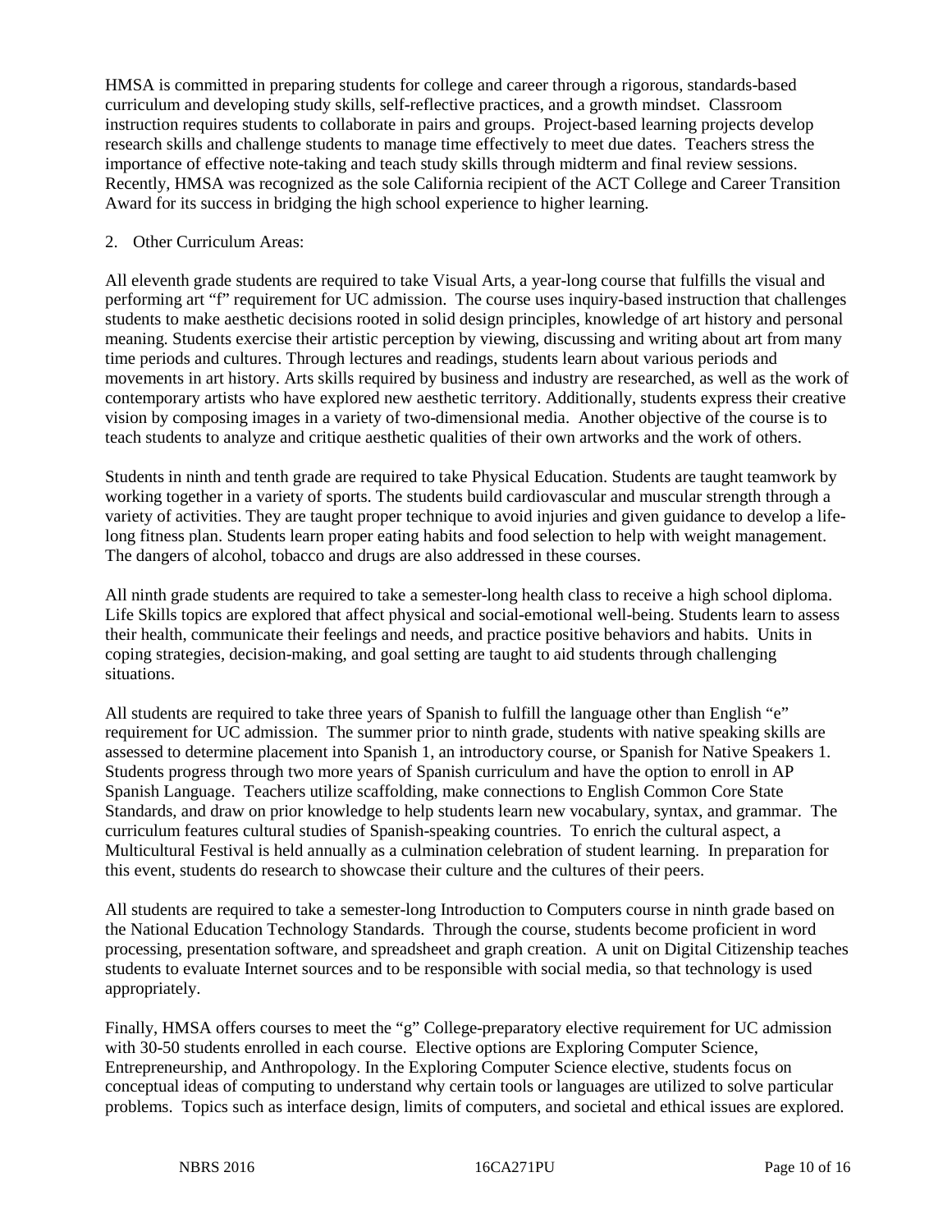HMSA is committed in preparing students for college and career through a rigorous, standards-based curriculum and developing study skills, self-reflective practices, and a growth mindset. Classroom instruction requires students to collaborate in pairs and groups. Project-based learning projects develop research skills and challenge students to manage time effectively to meet due dates. Teachers stress the importance of effective note-taking and teach study skills through midterm and final review sessions. Recently, HMSA was recognized as the sole California recipient of the ACT College and Career Transition Award for its success in bridging the high school experience to higher learning.

2. Other Curriculum Areas:

All eleventh grade students are required to take Visual Arts, a year-long course that fulfills the visual and performing art "f" requirement for UC admission. The course uses inquiry-based instruction that challenges students to make aesthetic decisions rooted in solid design principles, knowledge of art history and personal meaning. Students exercise their artistic perception by viewing, discussing and writing about art from many time periods and cultures. Through lectures and readings, students learn about various periods and movements in art history. Arts skills required by business and industry are researched, as well as the work of contemporary artists who have explored new aesthetic territory. Additionally, students express their creative vision by composing images in a variety of two-dimensional media. Another objective of the course is to teach students to analyze and critique aesthetic qualities of their own artworks and the work of others.

Students in ninth and tenth grade are required to take Physical Education. Students are taught teamwork by working together in a variety of sports. The students build cardiovascular and muscular strength through a variety of activities. They are taught proper technique to avoid injuries and given guidance to develop a life-long fitness plan. Students learn proper eating habits and food selection to help with weight management. The dangers of alcohol, tobacco and drugs are also addressed in these courses.

All ninth grade students are required to take a semester-long health class to receive a high school diploma. Life Skills topics are explored that affect physical and social-emotional well-being. Students learn to assess their health, communicate their feelings and needs, and practice positive behaviors and habits. Units in coping strategies, decision-making, and goal setting are taught to aid students through challenging situations.

All students are required to take three years of Spanish to fulfill the language other than English "e" requirement for UC admission. The summer prior to ninth grade, students with native speaking skills are assessed to determine placement into Spanish 1, an introductory course, or Spanish for Native Speakers 1. Students progress through two more years of Spanish curriculum and have the option to enroll in AP Spanish Language. Teachers utilize scaffolding, make connections to English Common Core State Standards, and draw on prior knowledge to help students learn new vocabulary, syntax, and grammar. The curriculum features cultural studies of Spanish-speaking countries. To enrich the cultural aspect, a Multicultural Festival is held annually as a culmination celebration of student learning. In preparation for this event, students do research to showcase their culture and the cultures of their peers.

All students are required to take a semester-long Introduction to Computers course in ninth grade based on the National Education Technology Standards. Through the course, students become proficient in word processing, presentation software, and spreadsheet and graph creation. A unit on Digital Citizenship teaches students to evaluate Internet sources and to be responsible with social media, so that technology is used appropriately.

Finally, HMSA offers courses to meet the "g" College-preparatory elective requirement for UC admission with 30-50 students enrolled in each course. Elective options are Exploring Computer Science, Entrepreneurship, and Anthropology. In the Exploring Computer Science elective, students focus on conceptual ideas of computing to understand why certain tools or languages are utilized to solve particular problems. Topics such as interface design, limits of computers, and societal and ethical issues are explored.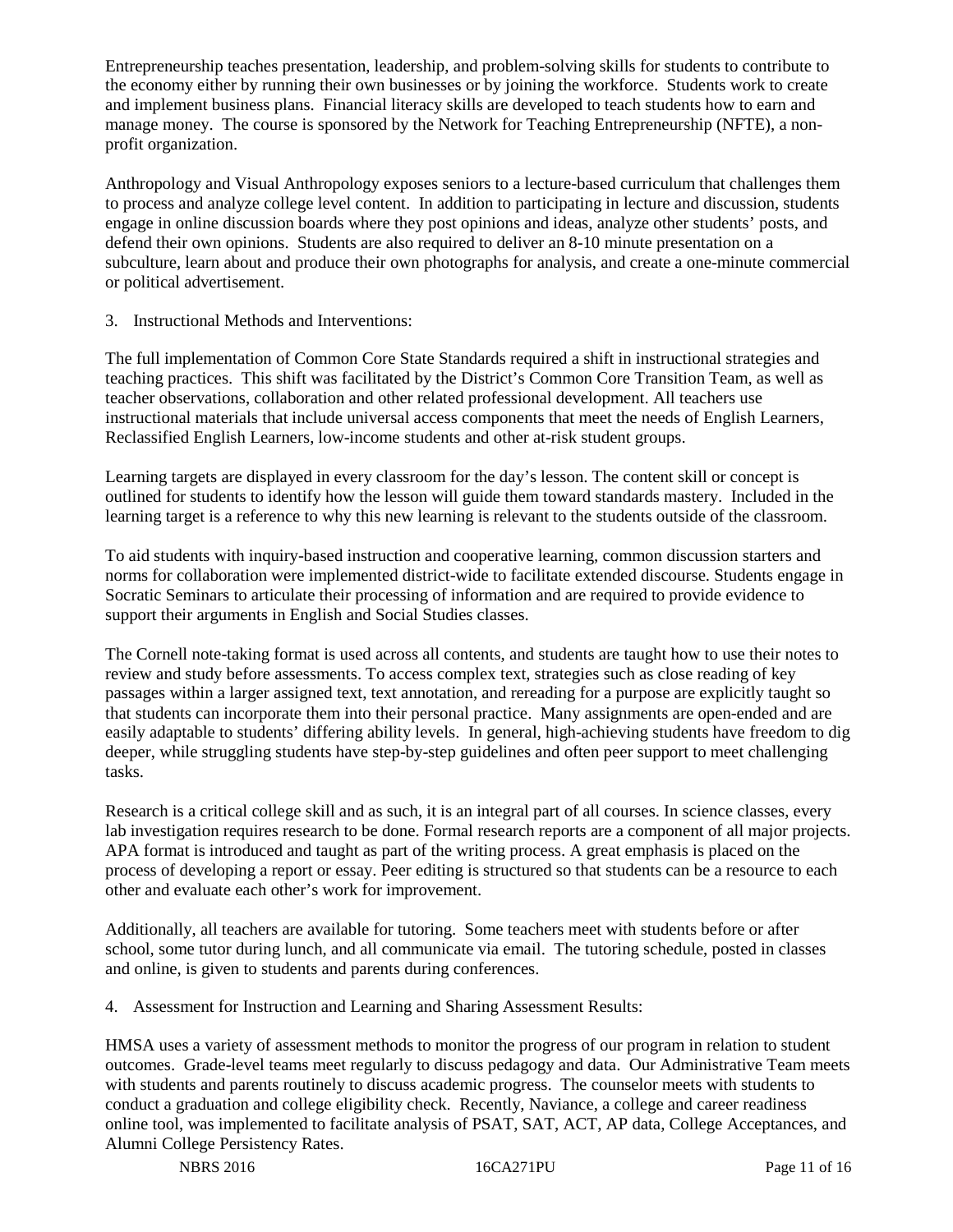Entrepreneurship teaches presentation, leadership, and problem-solving skills for students to contribute to the economy either by running their own businesses or by joining the workforce. Students work to create and implement business plans. Financial literacy skills are developed to teach students how to earn and manage money. The course is sponsored by the Network for Teaching Entrepreneurship (NFTE), a non-profit organization.

Anthropology and Visual Anthropology exposes seniors to a lecture-based curriculum that challenges them to process and analyze college level content. In addition to participating in lecture and discussion, students engage in online discussion boards where they post opinions and ideas, analyze other students' posts, and defend their own opinions. Students are also required to deliver an 8-10 minute presentation on a subculture, learn about and produce their own photographs for analysis, and create a one-minute commercial or political advertisement.

3. Instructional Methods and Interventions:

The full implementation of Common Core State Standards required a shift in instructional strategies and teaching practices. This shift was facilitated by the District's Common Core Transition Team, as well as teacher observations, collaboration and other related professional development. All teachers use instructional materials that include universal access components that meet the needs of English Learners, Reclassified English Learners, low-income students and other at-risk student groups.

Learning targets are displayed in every classroom for the day's lesson. The content skill or concept is outlined for students to identify how the lesson will guide them toward standards mastery. Included in the learning target is a reference to why this new learning is relevant to the students outside of the classroom.

To aid students with inquiry-based instruction and cooperative learning, common discussion starters and norms for collaboration were implemented district-wide to facilitate extended discourse. Students engage in Socratic Seminars to articulate their processing of information and are required to provide evidence to support their arguments in English and Social Studies classes.

The Cornell note-taking format is used across all contents, and students are taught how to use their notes to review and study before assessments. To access complex text, strategies such as close reading of key passages within a larger assigned text, text annotation, and rereading for a purpose are explicitly taught so that students can incorporate them into their personal practice. Many assignments are open-ended and are easily adaptable to students' differing ability levels. In general, high-achieving students have freedom to dig deeper, while struggling students have step-by-step guidelines and often peer support to meet challenging tasks.

Research is a critical college skill and as such, it is an integral part of all courses. In science classes, every lab investigation requires research to be done. Formal research reports are a component of all major projects. APA format is introduced and taught as part of the writing process. A great emphasis is placed on the process of developing a report or essay. Peer editing is structured so that students can be a resource to each other and evaluate each other's work for improvement.

Additionally, all teachers are available for tutoring. Some teachers meet with students before or after school, some tutor during lunch, and all communicate via email. The tutoring schedule, posted in classes and online, is given to students and parents during conferences.

4. Assessment for Instruction and Learning and Sharing Assessment Results:

HMSA uses a variety of assessment methods to monitor the progress of our program in relation to student outcomes. Grade-level teams meet regularly to discuss pedagogy and data. Our Administrative Team meets with students and parents routinely to discuss academic progress. The counselor meets with students to conduct a graduation and college eligibility check. Recently, Naviance, a college and career readiness online tool, was implemented to facilitate analysis of PSAT, SAT, ACT, AP data, College Acceptances, and Alumni College Persistency Rates.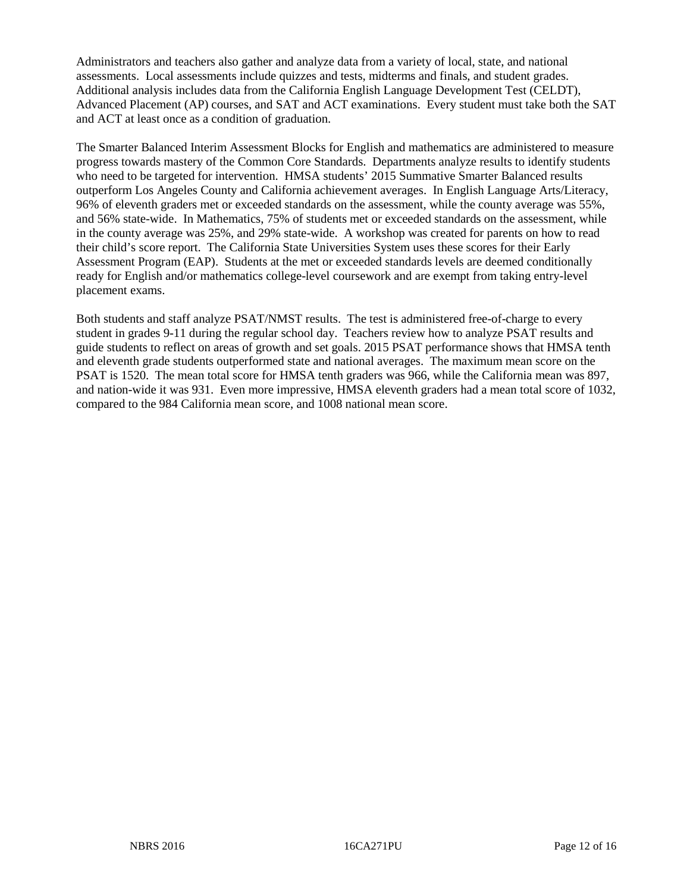Administrators and teachers also gather and analyze data from a variety of local, state, and national assessments. Local assessments include quizzes and tests, midterms and finals, and student grades. Additional analysis includes data from the California English Language Development Test (CELDT), Advanced Placement (AP) courses, and SAT and ACT examinations. Every student must take both the SAT and ACT at least once as a condition of graduation.

The Smarter Balanced Interim Assessment Blocks for English and mathematics are administered to measure progress towards mastery of the Common Core Standards. Departments analyze results to identify students who need to be targeted for intervention. HMSA students' 2015 Summative Smarter Balanced results outperform Los Angeles County and California achievement averages. In English Language Arts/Literacy, 96% of eleventh graders met or exceeded standards on the assessment, while the county average was 55%, and 56% state-wide. In Mathematics, 75% of students met or exceeded standards on the assessment, while in the county average was 25%, and 29% state-wide. A workshop was created for parents on how to read their child's score report. The California State Universities System uses these scores for their Early Assessment Program (EAP). Students at the met or exceeded standards levels are deemed conditionally ready for English and/or mathematics college-level coursework and are exempt from taking entry-level placement exams.

Both students and staff analyze PSAT/NMST results. The test is administered free-of-charge to every student in grades 9-11 during the regular school day. Teachers review how to analyze PSAT results and guide students to reflect on areas of growth and set goals. 2015 PSAT performance shows that HMSA tenth and eleventh grade students outperformed state and national averages. The maximum mean score on the PSAT is 1520. The mean total score for HMSA tenth graders was 966, while the California mean was 897, and nation-wide it was 931. Even more impressive, HMSA eleventh graders had a mean total score of 1032, compared to the 984 California mean score, and 1008 national mean score.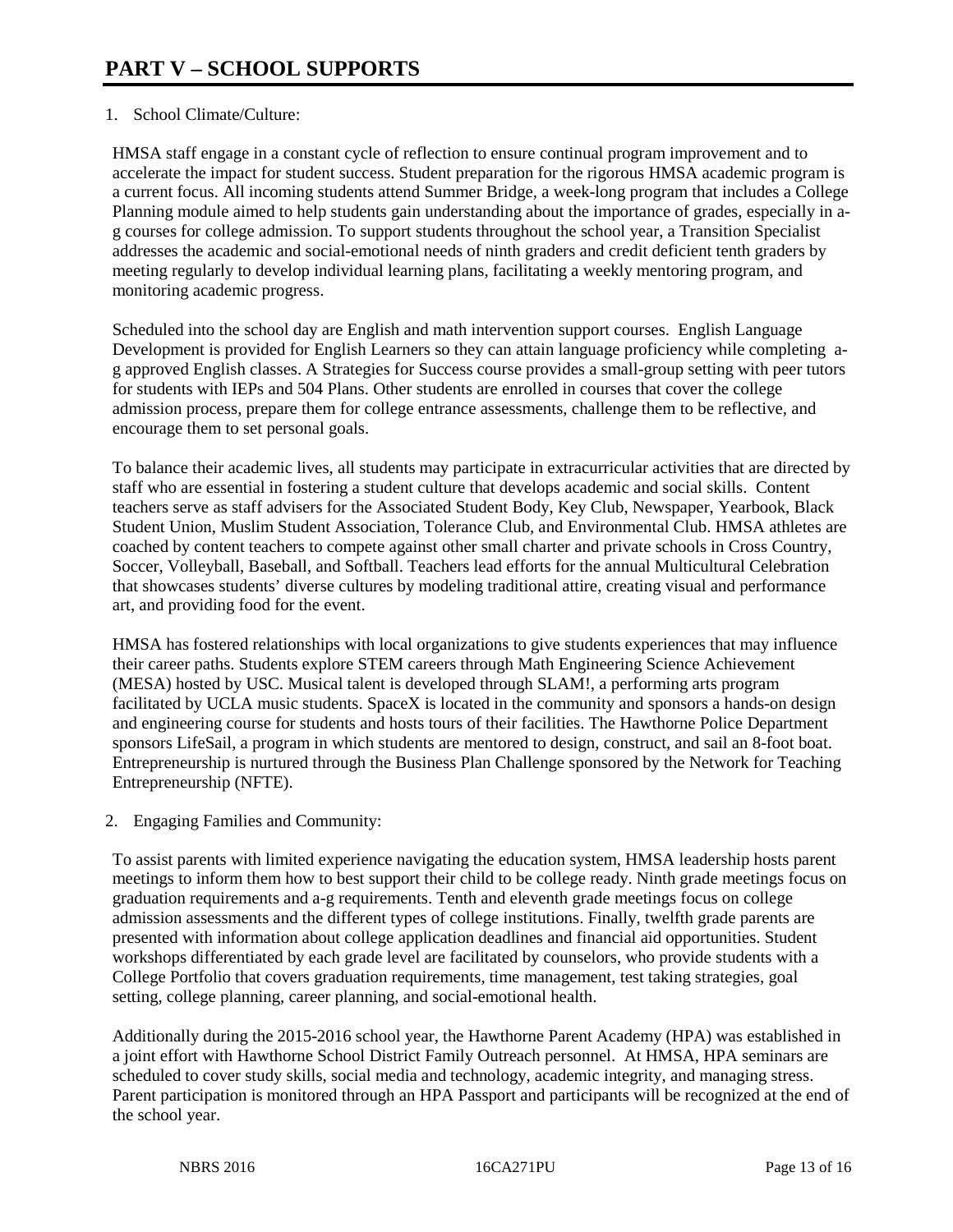# PART V – SCHOOL SUPPORTS

1. School Climate/Culture:

HMSA staff engage in a constant cycle of reflection to ensure continual program improvement and to accelerate the impact for student success. Student preparation for the rigorous HMSA academic program is a current focus. All incoming students attend Summer Bridge, a week-long program that includes a College Planning module aimed to help students gain understanding about the importance of grades, especially in a-g courses for college admission. To support students throughout the school year, a Transition Specialist addresses the academic and social-emotional needs of ninth graders and credit deficient tenth graders by meeting regularly to develop individual learning plans, facilitating a weekly mentoring program, and monitoring academic progress.

Scheduled into the school day are English and math intervention support courses. English Language Development is provided for English Learners so they can attain language proficiency while completing a-g approved English classes. A Strategies for Success course provides a small-group setting with peer tutors for students with IEPs and 504 Plans. Other students are enrolled in courses that cover the college admission process, prepare them for college entrance assessments, challenge them to be reflective, and encourage them to set personal goals.

To balance their academic lives, all students may participate in extracurricular activities that are directed by staff who are essential in fostering a student culture that develops academic and social skills. Content teachers serve as staff advisers for the Associated Student Body, Key Club, Newspaper, Yearbook, Black Student Union, Muslim Student Association, Tolerance Club, and Environmental Club. HMSA athletes are coached by content teachers to compete against other small charter and private schools in Cross Country, Soccer, Volleyball, Baseball, and Softball. Teachers lead efforts for the annual Multicultural Celebration that showcases students' diverse cultures by modeling traditional attire, creating visual and performance art, and providing food for the event.

HMSA has fostered relationships with local organizations to give students experiences that may influence their career paths. Students explore STEM careers through Math Engineering Science Achievement (MESA) hosted by USC. Musical talent is developed through SLAM!, a performing arts program facilitated by UCLA music students. SpaceX is located in the community and sponsors a hands-on design and engineering course for students and hosts tours of their facilities. The Hawthorne Police Department sponsors LifeSail, a program in which students are mentored to design, construct, and sail an 8-foot boat. Entrepreneurship is nurtured through the Business Plan Challenge sponsored by the Network for Teaching Entrepreneurship (NFTE).

2. Engaging Families and Community:

To assist parents with limited experience navigating the education system, HMSA leadership hosts parent meetings to inform them how to best support their child to be college ready. Ninth grade meetings focus on graduation requirements and a-g requirements. Tenth and eleventh grade meetings focus on college admission assessments and the different types of college institutions. Finally, twelfth grade parents are presented with information about college application deadlines and financial aid opportunities. Student workshops differentiated by each grade level are facilitated by counselors, who provide students with a College Portfolio that covers graduation requirements, time management, test taking strategies, goal setting, college planning, career planning, and social-emotional health.

Additionally during the 2015-2016 school year, the Hawthorne Parent Academy (HPA) was established in a joint effort with Hawthorne School District Family Outreach personnel. At HMSA, HPA seminars are scheduled to cover study skills, social media and technology, academic integrity, and managing stress. Parent participation is monitored through an HPA Passport and participants will be recognized at the end of the school year.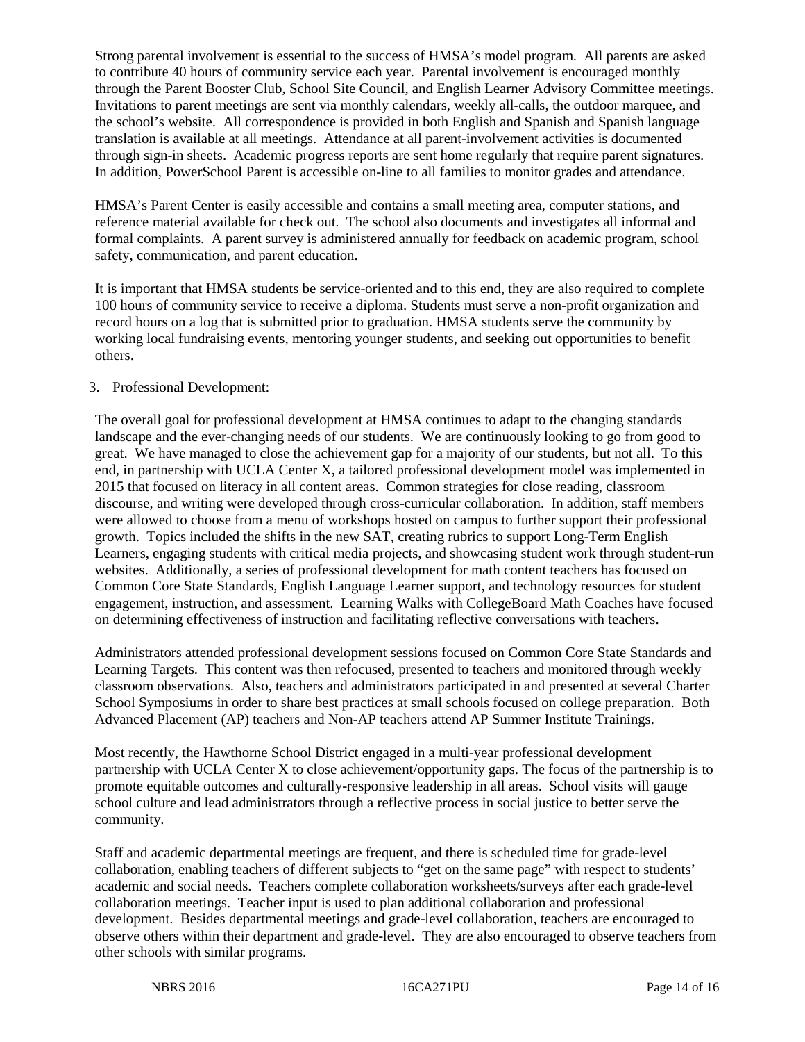Strong parental involvement is essential to the success of HMSA's model program. All parents are asked to contribute 40 hours of community service each year. Parental involvement is encouraged monthly through the Parent Booster Club, School Site Council, and English Learner Advisory Committee meetings. Invitations to parent meetings are sent via monthly calendars, weekly all-calls, the outdoor marquee, and the school's website. All correspondence is provided in both English and Spanish and Spanish language translation is available at all meetings. Attendance at all parent-involvement activities is documented through sign-in sheets. Academic progress reports are sent home regularly that require parent signatures. In addition, PowerSchool Parent is accessible on-line to all families to monitor grades and attendance.

HMSA's Parent Center is easily accessible and contains a small meeting area, computer stations, and reference material available for check out. The school also documents and investigates all informal and formal complaints. A parent survey is administered annually for feedback on academic program, school safety, communication, and parent education.

It is important that HMSA students be service-oriented and to this end, they are also required to complete 100 hours of community service to receive a diploma. Students must serve a non-profit organization and record hours on a log that is submitted prior to graduation. HMSA students serve the community by working local fundraising events, mentoring younger students, and seeking out opportunities to benefit others.

3. Professional Development:

The overall goal for professional development at HMSA continues to adapt to the changing standards landscape and the ever-changing needs of our students. We are continuously looking to go from good to great. We have managed to close the achievement gap for a majority of our students, but not all. To this end, in partnership with UCLA Center X, a tailored professional development model was implemented in 2015 that focused on literacy in all content areas. Common strategies for close reading, classroom discourse, and writing were developed through cross-curricular collaboration. In addition, staff members were allowed to choose from a menu of workshops hosted on campus to further support their professional growth. Topics included the shifts in the new SAT, creating rubrics to support Long-Term English Learners, engaging students with critical media projects, and showcasing student work through student-run websites. Additionally, a series of professional development for math content teachers has focused on Common Core State Standards, English Language Learner support, and technology resources for student engagement, instruction, and assessment. Learning Walks with CollegeBoard Math Coaches have focused on determining effectiveness of instruction and facilitating reflective conversations with teachers.

Administrators attended professional development sessions focused on Common Core State Standards and Learning Targets. This content was then refocused, presented to teachers and monitored through weekly classroom observations. Also, teachers and administrators participated in and presented at several Charter School Symposiums in order to share best practices at small schools focused on college preparation. Both Advanced Placement (AP) teachers and Non-AP teachers attend AP Summer Institute Trainings.

Most recently, the Hawthorne School District engaged in a multi-year professional development partnership with UCLA Center X to close achievement/opportunity gaps. The focus of the partnership is to promote equitable outcomes and culturally-responsive leadership in all areas. School visits will gauge school culture and lead administrators through a reflective process in social justice to better serve the community.

Staff and academic departmental meetings are frequent, and there is scheduled time for grade-level collaboration, enabling teachers of different subjects to "get on the same page" with respect to students' academic and social needs. Teachers complete collaboration worksheets/surveys after each grade-level collaboration meetings. Teacher input is used to plan additional collaboration and professional development. Besides departmental meetings and grade-level collaboration, teachers are encouraged to observe others within their department and grade-level. They are also encouraged to observe teachers from other schools with similar programs.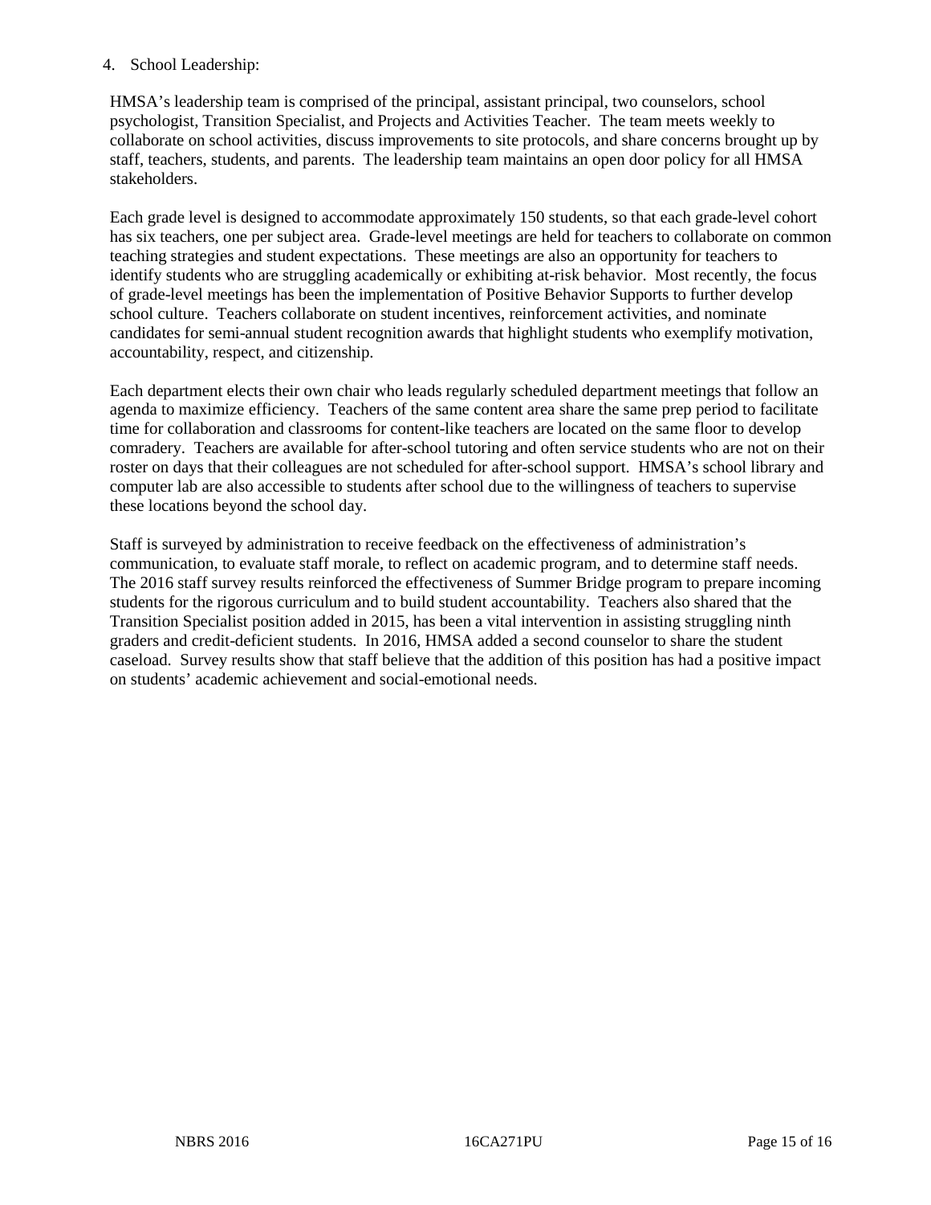4. School Leadership:

HMSA's leadership team is comprised of the principal, assistant principal, two counselors, school psychologist, Transition Specialist, and Projects and Activities Teacher. The team meets weekly to collaborate on school activities, discuss improvements to site protocols, and share concerns brought up by staff, teachers, students, and parents. The leadership team maintains an open door policy for all HMSA stakeholders.

Each grade level is designed to accommodate approximately 150 students, so that each grade-level cohort has six teachers, one per subject area. Grade-level meetings are held for teachers to collaborate on common teaching strategies and student expectations. These meetings are also an opportunity for teachers to identify students who are struggling academically or exhibiting at-risk behavior. Most recently, the focus of grade-level meetings has been the implementation of Positive Behavior Supports to further develop school culture. Teachers collaborate on student incentives, reinforcement activities, and nominate candidates for semi-annual student recognition awards that highlight students who exemplify motivation, accountability, respect, and citizenship.

Each department elects their own chair who leads regularly scheduled department meetings that follow an agenda to maximize efficiency. Teachers of the same content area share the same prep period to facilitate time for collaboration and classrooms for content-like teachers are located on the same floor to develop comradery. Teachers are available for after-school tutoring and often service students who are not on their roster on days that their colleagues are not scheduled for after-school support. HMSA's school library and computer lab are also accessible to students after school due to the willingness of teachers to supervise these locations beyond the school day.

Staff is surveyed by administration to receive feedback on the effectiveness of administration's communication, to evaluate staff morale, to reflect on academic program, and to determine staff needs. The 2016 staff survey results reinforced the effectiveness of Summer Bridge program to prepare incoming students for the rigorous curriculum and to build student accountability. Teachers also shared that the Transition Specialist position added in 2015, has been a vital intervention in assisting struggling ninth graders and credit-deficient students. In 2016, HMSA added a second counselor to share the student caseload. Survey results show that staff believe that the addition of this position has had a positive impact on students' academic achievement and social-emotional needs.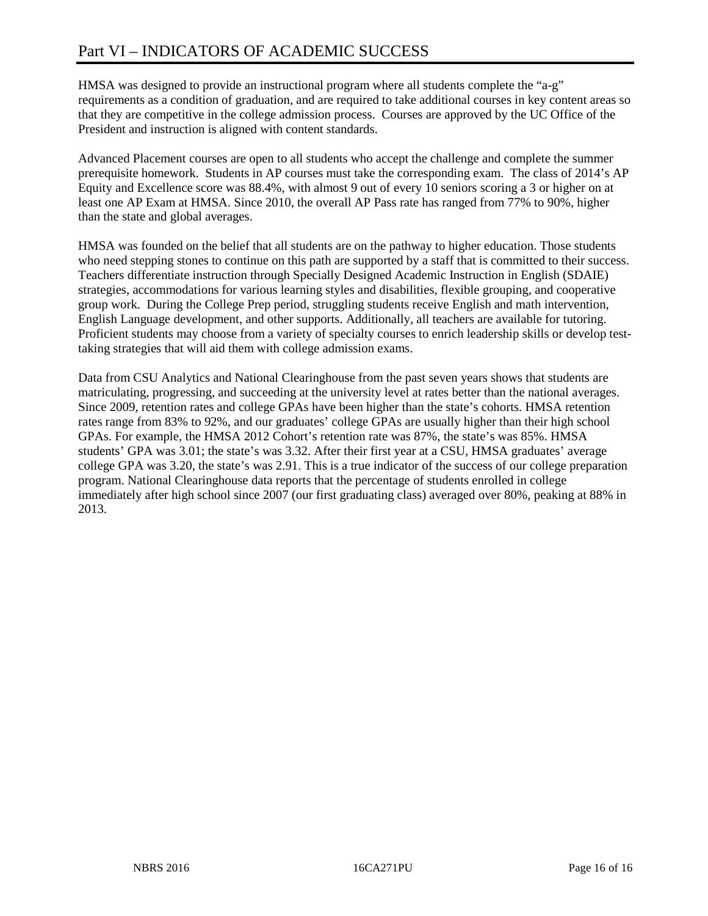# Part VI – INDICATORS OF ACADEMIC SUCCESS

HMSA was designed to provide an instructional program where all students complete the "a-g" requirements as a condition of graduation, and are required to take additional courses in key content areas so that they are competitive in the college admission process. Courses are approved by the UC Office of the President and instruction is aligned with content standards.

Advanced Placement courses are open to all students who accept the challenge and complete the summer prerequisite homework. Students in AP courses must take the corresponding exam. The class of 2014's AP Equity and Excellence score was 88.4%, with almost 9 out of every 10 seniors scoring a 3 or higher on at least one AP Exam at HMSA. Since 2010, the overall AP Pass rate has ranged from 77% to 90%, higher than the state and global averages.

HMSA was founded on the belief that all students are on the pathway to higher education. Those students who need stepping stones to continue on this path are supported by a staff that is committed to their success. Teachers differentiate instruction through Specially Designed Academic Instruction in English (SDAIE) strategies, accommodations for various learning styles and disabilities, flexible grouping, and cooperative group work. During the College Prep period, struggling students receive English and math intervention, English Language development, and other supports. Additionally, all teachers are available for tutoring. Proficient students may choose from a variety of specialty courses to enrich leadership skills or develop test-taking strategies that will aid them with college admission exams.

Data from CSU Analytics and National Clearinghouse from the past seven years shows that students are matriculating, progressing, and succeeding at the university level at rates better than the national averages. Since 2009, retention rates and college GPAs have been higher than the state's cohorts. HMSA retention rates range from 83% to 92%, and our graduates' college GPAs are usually higher than their high school GPAs. For example, the HMSA 2012 Cohort's retention rate was 87%, the state's was 85%. HMSA students' GPA was 3.01; the state's was 3.32. After their first year at a CSU, HMSA graduates' average college GPA was 3.20, the state's was 2.91. This is a true indicator of the success of our college preparation program. National Clearinghouse data reports that the percentage of students enrolled in college immediately after high school since 2007 (our first graduating class) averaged over 80%, peaking at 88% in 2013.